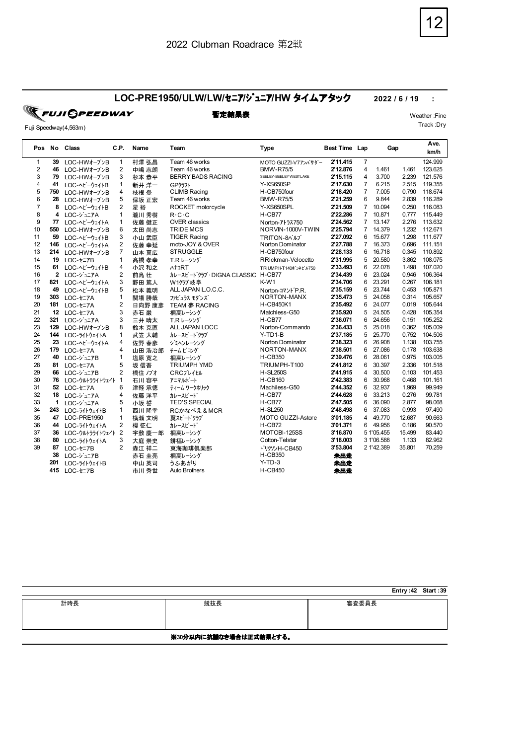2022 Clubman Roadrace 第2戦

## LOC-PRE1950/ULW/LW/セニア/ジュニア/HW タイムアタック

**2022 / 6 / 19 :**

FUJI SPEEDWAY

Fuji Speedway(4,563m)

**暫定結果表**

Weather :Fine
Track :Dry

| Pos | No | Class | C.P. | Name | Team | Type | Best Time | Lap | Gap | | Ave. km/h |
|---|---|---|---|---|---|---|---|---|---|---|---|
| 1 | 39 | LOC-HWオープンB | 1 | 村澤 弘昌 | Team 46 works | MOTO GUZZI-V7アンバサダー | 2'11.415 | 7 | | | 124.999 |
| 2 | 46 | LOC-HWオープンB | 2 | 中嶋 志朗 | Team 46 works | BMW-R75/5 | 2'12.876 | 4 | 1.461 | 1.461 | 123.625 |
| 3 | 79 | LOC-HWオープンB | 3 | 杉本 恭平 | BERRY BADS RACING | SEELEY-BEELEY WESTLAKE | 2'15.115 | 4 | 3.700 | 2.239 | 121.576 |
| 4 | 41 | LOC-ヘビーウェイトB | 1 | 新井 洋一 | GPクラフト | Y-XS650SP | 2'17.630 | 7 | 6.215 | 2.515 | 119.355 |
| 5 | 750 | LOC-HWオープンB | 4 | 枝根 登 | CLIMB Racing | H-CB750four | 2'18.420 | 7 | 7.005 | 0.790 | 118.674 |
| 6 | 28 | LOC-HWオープンB | 5 | 保坂 正宏 | Team 46 works | BMW-R75/5 | 2'21.259 | 6 | 9.844 | 2.839 | 116.289 |
| 7 | 8 | LOC-ヘビーウェイトB | 2 | 星 裕 | ROCKET motorcycle | Y-XS650SPL | 2'21.509 | 7 | 10.094 | 0.250 | 116.083 |
| 8 | 4 | LOC-ジュニアA | 1 | 瀧川 秀樹 | R·C·C | H-CB77 | 2'22.286 | 7 | 10.871 | 0.777 | 115.449 |
| 9 | 77 | LOC-ヘビーウェイトA | 1 | 佐藤 健正 | OVER classics | Norton-アトラス750 | 2'24.562 | 7 | 13.147 | 2.276 | 113.632 |
| 10 | 550 | LOC-HWオープンB | 6 | 太田 尚志 | TRIDE MCS | NORVIN-1000V-TWIN | 2'25.794 | 7 | 14.379 | 1.232 | 112.671 |
| 11 | 59 | LOC-ヘビーウェイトB | 3 | 小山 武臣 | TIGER Racing | TRITON-8バルブ | 2'27.092 | 6 | 15.677 | 1.298 | 111.677 |
| 12 | 146 | LOC-ヘビーウェイトA | 2 | 佐藤 幸延 | moto-JOY & OVER | Norton Dominator | 2'27.788 | 7 | 16.373 | 0.696 | 111.151 |
| 13 | 214 | LOC-HWオープンB | 7 | 山本 真広 | STRUGGLE | H-CB750four | 2'28.133 | 6 | 16.718 | 0.345 | 110.892 |
| 14 | 19 | LOC-セニアB | 1 | 高橋 孝幸 | T.R レーシング | RRickman-Velocetto | 2'31.995 | 5 | 20.580 | 3.862 | 108.075 |
| 15 | 61 | LOC-ヘビーウェイトB | 4 | 小沢 和之 | ハナコRT | TRIUMPH-T140ボンネビル750 | 2'33.493 | 6 | 22.078 | 1.498 | 107.020 |
| 16 | 2 | LOC-ジュニアA | 2 | 前島 壮 | カレースピードクラブ・DIGNA CLASSIC | H-CB77 | 2'34.439 | 6 | 23.024 | 0.946 | 106.364 |
| 17 | 821 | LOC-ヘビーウェイトA | 3 | 野田 篤人 | W1クラブ岐阜 | K-W1 | 2'34.706 | 6 | 23.291 | 0.267 | 106.181 |
| 18 | 49 | LOC-ヘビーウェイトB | 5 | 松本 義明 | ALL JAPAN L.O.C.C. | Norton-コマンドP.R. | 2'35.159 | 6 | 23.744 | 0.453 | 105.871 |
| 19 | 303 | LOC-セニアA | 1 | 関場 勝哉 | ファビュラス モダンズ | NORTON-MANX | 2'35.473 | 5 | 24.058 | 0.314 | 105.657 |
| 20 | 181 | LOC-セニアA | 2 | 日向野 康彦 | TEAM 夢 RACING | H-CB450K1 | 2'35.492 | 6 | 24.077 | 0.019 | 105.644 |
| 21 | 12 | LOC-セニアA | 3 | 赤石 巌 | 桐高レーシング | Matchless-G50 | 2'35.920 | 5 | 24.505 | 0.428 | 105.354 |
| 22 | 321 | LOC-ジュニアA | 3 | 三井 晴太 | T.R レーシング | H-CB77 | 2'36.071 | 6 | 24.656 | 0.151 | 105.252 |
| 23 | 129 | LOC-HWオープンB | 8 | 鈴木 克直 | ALL JAPAN LOCC | Norton-Commando | 2'36.433 | 5 | 25.018 | 0.362 | 105.009 |
| 24 | 144 | LOC-ライトウェイトA | 1 | 武笠 大輔 | カレースピードクラブ | Y-TD1-B | 2'37.185 | 5 | 25.770 | 0.752 | 104.506 |
| 25 | 23 | LOC-ヘビーウェイトA | 4 | 佐野 春彦 | ジミヘンレーシング | Norton Dominator | 2'38.323 | 6 | 26.908 | 1.138 | 103.755 |
| 26 | 179 | LOC-セニアA | 4 | 山田 浩治郎 | チーム ピロング | NORTON-MANX | 2'38.501 | 6 | 27.086 | 0.178 | 103.638 |
| 27 | 40 | LOC-ジュニアB | 1 | 塩原 寛之 | 桐高レーシング | H-CB350 | 2'39.476 | 6 | 28.061 | 0.975 | 103.005 |
| 28 | 81 | LOC-セニアA | 5 | 坂 信吾 | TRIUMPH YMD | TRIUMPH-T100 | 2'41.812 | 6 | 30.397 | 2.336 | 101.518 |
| 29 | 66 | LOC-ジュニアB | 2 | 橋住 ノブオ | CRCプレイヒル | H-SL250S | 2'41.915 | 4 | 30.500 | 0.103 | 101.453 |
| 30 | 76 | LOC-ウルトラライトウェイト | 1 | 石川 容平 | アニマルボート | H-CB160 | 2'42.383 | 6 | 30.968 | 0.468 | 101.161 |
| 31 | 52 | LOC-セニアA | 6 | 津軽 承徳 | ティーム ワークホリック | Machiless-G50 | 2'44.352 | 6 | 32.937 | 1.969 | 99.949 |
| 32 | 18 | LOC-ジュニアA | 4 | 佐藤 洋平 | カレースピード | H-CB77 | 2'44.628 | 6 | 33.213 | 0.276 | 99.781 |
| 33 | 1 | LOC-ジュニアA | 5 | 小坂 誓 | TED'S SPECIAL | H-CB77 | 2'47.505 | 6 | 36.090 | 2.877 | 98.068 |
| 34 | 243 | LOC-ライトウェイトB | 1 | 西川 隆幸 | RCかなべえ & MCR | H-SL250 | 2'48.498 | 6 | 37.083 | 0.993 | 97.490 |
| 35 | 47 | LOC-PRE1950 | 1 | 横瀬 文明 | 翼スピードクラブ | MOTO GUZZI-Astore | 3'01.185 | 4 | 49.770 | 12.687 | 90.663 |
| 36 | 44 | LOC-ライトウェイトA | 2 | 櫻 征仁 | カレースピード | H-CB72 | 3'01.371 | 6 | 49.956 | 0.186 | 90.570 |
| 37 | 36 | LOC-ウルトラライトウェイト | 2 | 宇敷 慶一郎 | 桐高レーシング | MOTOBI-125SS | 3'16.870 | 5 | 1'05.455 | 15.499 | 83.440 |
| 38 | 80 | LOC-ライトウェイトA | 3 | 大庭 崇史 | 餅福レーシング | Cotton-Telstar | 3'18.003 | 3 | 1'06.588 | 1.133 | 82.962 |
| 39 | 87 | LOC-セニアB | 2 | 森江 祥二 | 東海珈琲倶楽部 | ドリクソンH-CB450 | 3'53.804 | 2 | 1'42.389 | 35.801 | 70.259 |
| | 38 | LOC-ジュニアB | | 赤石 圭亮 | 桐高レーシング | H-CB350 | 未出走 | | | | |
| | 201 | LOC-ライトウェイトB | | 中山 英司 | うふあがり | Y-TD-3 | 未出走 | | | | |
| | 415 | LOC-セニアB | | 市川 秀世 | Auto Brothers | H-CB450 | 未出走 | | | | |

**Entry :42 Start :39**

| 計時長 | 競技長 | 審査委員長 |
|---|---|---|
| | | |

**※30分以内に抗議なき場合は正式結果とする。**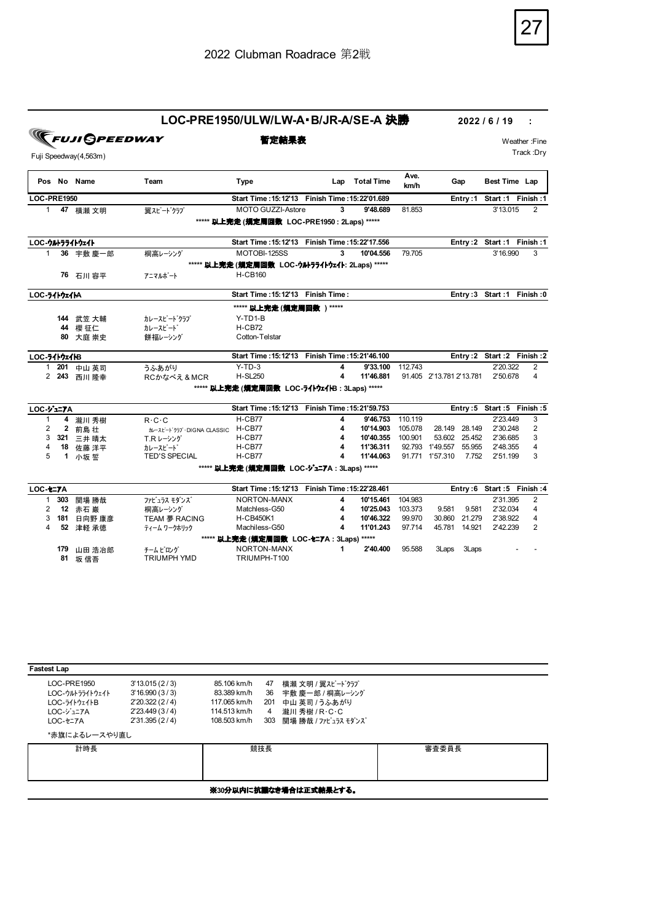# 2022 Clubman Roadrace 第2戦

## LOC-PRE1950/ULW/LW-A･B/JR-A/SE-A 決勝

2022 / 6 / 19 :

FUJI SPEEDWAY

Fuji Speedway(4,563m)

**暫定結果表**

Weather :Fine
Track :Dry

| Pos | No | Name | Team | Type | Lap | Total Time | Ave. km/h | Gap | | Best Time | Lap |
|---|---|---|---|---|---|---|---|---|---|---|---|
| **LOC-PRE1950** | | | | Start Time : 15:12'13 | Finish Time : 15:22'01.689 | | | Entry : 1 | | Start : 1 | Finish : 1 |
| 1 | 47 | 横瀬 文明 | 翼ｽﾋﾟｰﾄﾞｸﾗﾌﾞ | MOTO GUZZI-Astore | 3 | 9'48.689 | 81.853 | | | 3'13.015 | 2 |
| | | | | ***** 以上完走 (規定周回数 LOC-PRE1950 : 2Laps) ***** | | | | | | | |
| **LOC-ｳﾙﾄﾗﾗｲﾄｳｪｲﾄ** | | | | Start Time : 15:12'13 | Finish Time : 15:22'17.556 | | | Entry : 2 | | Start : 1 | Finish : 1 |
| 1 | 36 | 宇敷 慶一郎 | 桐高ﾚｰｼﾝｸﾞ | MOTOBI-125SS | 3 | 10'04.556 | 79.705 | | | 3'16.990 | 3 |
| | | | | ***** 以上完走 (規定周回数 LOC-ｳﾙﾄﾗﾗｲﾄｳｪｲﾄ: 2Laps) ***** | | | | | | | |
| | 76 | 石川 容平 | ｱﾆﾏﾙﾎﾞｰﾄ | H-CB160 | | | | | | | |
| **LOC-ﾗｲﾄｳｪｲﾄA** | | | | Start Time : 15:12'13 | Finish Time : | | | Entry : 3 | | Start : 1 | Finish : 0 |
| | | | | ***** 以上完走 (規定周回数 ) ***** | | | | | | | |
| | 144 | 武笠 大輔 | ｶﾚｰｽﾋﾟｰﾄﾞｸﾗﾌﾞ | Y-TD1-B | | | | | | | |
| | 44 | 櫻 征仁 | ｶﾚｰｽﾋﾟｰﾄﾞ | H-CB72 | | | | | | | |
| | 80 | 大庭 崇史 | 餅福ﾚｰｼﾝｸﾞ | Cotton-Telstar | | | | | | | |
| **LOC-ﾗｲﾄｳｪｲﾄB** | | | | Start Time : 15:12'13 | Finish Time : 15:21'46.100 | | | Entry : 2 | | Start : 2 | Finish : 2 |
| 1 | 201 | 中山 英司 | うふあがり | Y-TD-3 | 4 | 9'33.100 | 112.743 | | | 2'20.322 | 2 |
| 2 | 243 | 西川 隆幸 | RCかなべえ＆MCR | H-SL250 | 4 | 11'46.881 | 91.405 | 2'13.781 | 2'13.781 | 2'50.678 | 4 |
| | | | | ***** 以上完走 (規定周回数 LOC-ﾗｲﾄｳｪｲﾄB : 3Laps) ***** | | | | | | | |
| **LOC-ｼﾞｭﾆｱA** | | | | Start Time : 15:12'13 | Finish Time : 15:21'59.753 | | | Entry : 5 | | Start : 5 | Finish : 5 |
| 1 | 4 | 瀧川 秀樹 | R･C･C | H-CB77 | 4 | 9'46.753 | 110.119 | | | 2'23.449 | 3 |
| 2 | 2 | 前島 壮 | ｶﾚｰｽﾋﾟｰﾄﾞｸﾗﾌﾞ･DIGNA CLASSIC | H-CB77 | 4 | 10'14.903 | 105.078 | 28.149 | 28.149 | 2'30.248 | 2 |
| 3 | 321 | 三井 晴太 | T.R ﾚｰｼﾝｸﾞ | H-CB77 | 4 | 10'40.355 | 100.901 | 53.602 | 25.452 | 2'36.685 | 3 |
| 4 | 18 | 佐藤 洋平 | ｶﾚｰｽﾋﾟｰﾄﾞ | H-CB77 | 4 | 11'36.311 | 92.793 | 1'49.557 | 55.955 | 2'48.355 | 4 |
| 5 | 1 | 小坂 誓 | TED'S SPECIAL | H-CB77 | 4 | 11'44.063 | 91.771 | 1'57.310 | 7.752 | 2'51.199 | 3 |
| | | | | ***** 以上完走 (規定周回数 LOC-ｼﾞｭﾆｱA : 3Laps) ***** | | | | | | | |
| **LOC-ｾﾆｱA** | | | | Start Time : 15:12'13 | Finish Time : 15:22'28.461 | | | Entry : 6 | | Start : 5 | Finish : 4 |
| 1 | 303 | 関場 勝哉 | ﾌｧﾋﾞｭﾗｽ ﾓﾀﾞﾝｽﾞ | NORTON-MANX | 4 | 10'15.461 | 104.983 | | | 2'31.395 | 2 |
| 2 | 12 | 赤石 巌 | 桐高ﾚｰｼﾝｸﾞ | Matchless-G50 | 4 | 10'25.043 | 103.373 | 9.581 | 9.581 | 2'32.034 | 4 |
| 3 | 181 | 日向野 康彦 | TEAM 夢 RACING | H-CB450K1 | 4 | 10'46.322 | 99.970 | 30.860 | 21.279 | 2'38.922 | 4 |
| 4 | 52 | 津軽 承徳 | ﾃｨｰﾑ ﾜｰｸﾎﾘｯｸ | Machiless-G50 | 4 | 11'01.243 | 97.714 | 45.781 | 14.921 | 2'42.239 | 2 |
| | | | | ***** 以上完走 (規定周回数 LOC-ｾﾆｱA : 3Laps) ***** | | | | | | | |
| | 179 | 山田 浩治郎 | ﾁｰﾑ ﾋﾞﾛﾝｸﾞ | NORTON-MANX | 1 | 2'40.400 | 95.588 | 3Laps | 3Laps | - | - |
| | 81 | 坂 信吾 | TRIUMPH YMD | TRIUMPH-T100 | | | | | | | |

**Fastest Lap**

| Class | Time | Speed | No | Name / Team |
|---|---|---|---|---|
| LOC-PRE1950 | 3'13.015 (2 / 3) | 85.106 km/h | 47 | 横瀬 文明 / 翼ｽﾋﾟｰﾄﾞｸﾗﾌﾞ |
| LOC-ｳﾙﾄﾗﾗｲﾄｳｪｲﾄ | 3'16.990 (3 / 3) | 83.389 km/h | 36 | 宇敷 慶一郎 / 桐高ﾚｰｼﾝｸﾞ |
| LOC-ﾗｲﾄｳｪｲﾄB | 2'20.322 (2 / 4) | 117.065 km/h | 201 | 中山 英司 / うふあがり |
| LOC-ｼﾞｭﾆｱA | 2'23.449 (3 / 4) | 114.513 km/h | 4 | 瀧川 秀樹 / R･C･C |
| LOC-ｾﾆｱA | 2'31.395 (2 / 4) | 108.503 km/h | 303 | 関場 勝哉 / ﾌｧﾋﾞｭﾗｽ ﾓﾀﾞﾝｽﾞ |

*赤旗によるレースやり直し

| 計時長 | 競技長 | 審査委員長 |
|---|---|---|
| | | |

**※30分以内に抗議なき場合は正式結果とする。**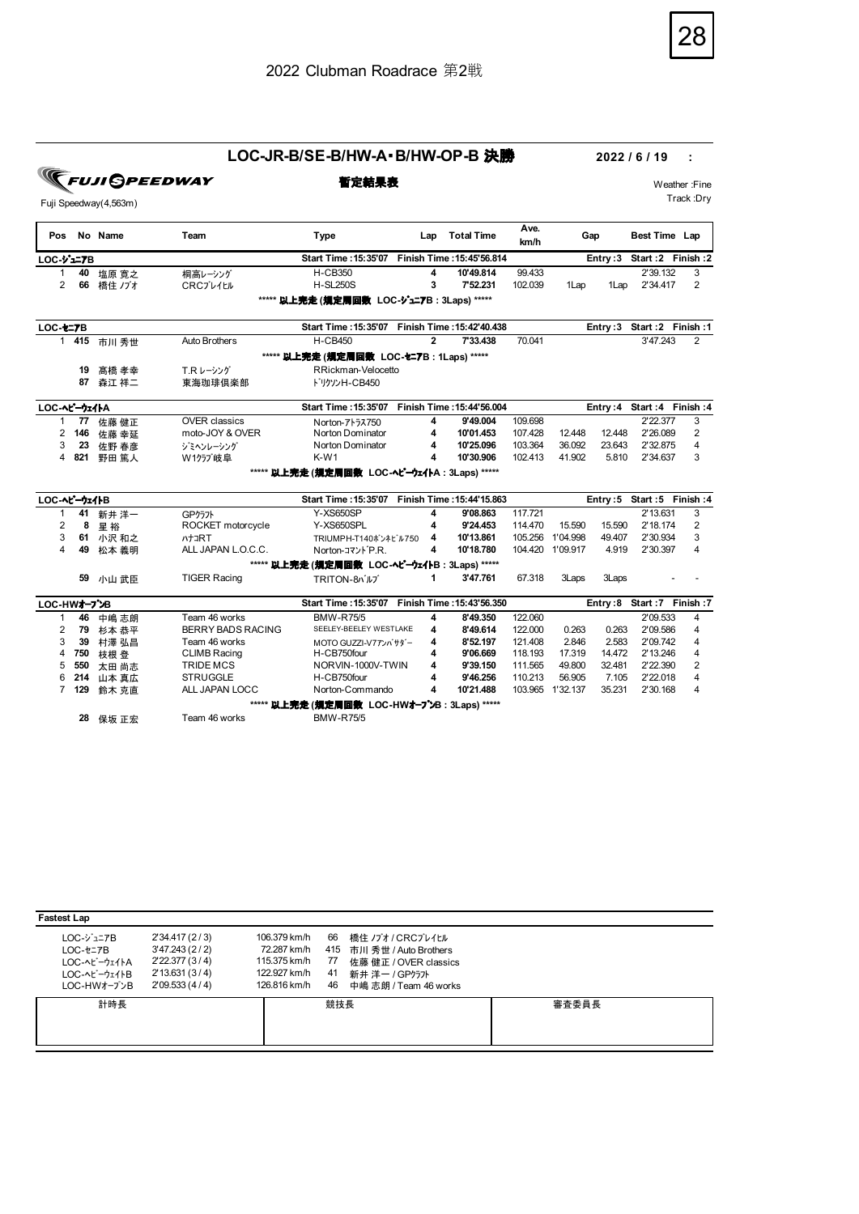2022 Clubman Roadrace 第2戦

# LOC-JR-B/SE-B/HW-A・B/HW-OP-B 決勝

2022 / 6 / 19 :

FUJI SPEEDWAY

Fuji Speedway(4,563m)

**暫定結果表**

Weather :Fine
Track :Dry

| Pos | No | Name | Team | Type | Lap | Total Time | Ave. km/h | Gap | | Best Time | Lap |
|---|---|---|---|---|---|---|---|---|---|---|---|
| **LOC-ｼﾞｭﾆｱB** | | | | Start Time :15:35'07 | | Finish Time :15:45'56.814 | | | Entry :3 | Start :2 | Finish :2 |
| 1 | 40 | 塩原 寛之 | 桐高ﾚｰｼﾝｸﾞ | H-CB350 | 4 | 10'49.814 | 99.433 | | | 2'39.132 | 3 |
| 2 | 66 | 橋住 ﾉﾌﾞｵ | CRCﾌﾟﾚｲﾋﾙ | H-SL250S | 3 | 7'52.231 | 102.039 | 1Lap | 1Lap | 2'34.417 | 2 |
| | | | | ***** 以上完走 (規定周回数 LOC-ｼﾞｭﾆｱB : 3Laps) ***** | | | | | | | |
| **LOC-ｾﾆｱB** | | | | Start Time :15:35'07 | | Finish Time :15:42'40.438 | | | Entry :3 | Start :2 | Finish :1 |
| 1 | 415 | 市川 秀世 | Auto Brothers | H-CB450 | 2 | 7'33.438 | 70.041 | | | 3'47.243 | 2 |
| | | | | ***** 以上完走 (規定周回数 LOC-ｾﾆｱB : 1Laps) ***** | | | | | | | |
| | 19 | 髙橋 孝幸 | T.R ﾚｰｼﾝｸﾞ | RRickman-Velocetto | | | | | | | |
| | 87 | 森江 祥二 | 東海珈琲倶楽部 | ﾄﾞﾘｸｿﾝH-CB450 | | | | | | | |
| **LOC-ﾍﾋﾞｰｳｪｲﾄA** | | | | Start Time :15:35'07 | | Finish Time :15:44'56.004 | | | Entry :4 | Start :4 | Finish :4 |
| 1 | 77 | 佐藤 健正 | OVER classics | Norton-ｱﾄﾗｽ750 | 4 | 9'49.004 | 109.698 | | | 2'22.377 | 3 |
| 2 | 146 | 佐藤 幸延 | moto-JOY & OVER | Norton Dominator | 4 | 10'01.453 | 107.428 | 12.448 | 12.448 | 2'26.089 | 2 |
| 3 | 23 | 佐野 春彦 | ｼﾞﾐﾍﾝﾚｰｼﾝｸﾞ | Norton Dominator | 4 | 10'25.096 | 103.364 | 36.092 | 23.643 | 2'32.875 | 4 |
| 4 | 821 | 野田 篤人 | W1ｸﾗﾌﾞ岐阜 | K-W1 | 4 | 10'30.906 | 102.413 | 41.902 | 5.810 | 2'34.637 | 3 |
| | | | | ***** 以上完走 (規定周回数 LOC-ﾍﾋﾞｰｳｪｲﾄA : 3Laps) ***** | | | | | | | |
| **LOC-ﾍﾋﾞｰｳｪｲﾄB** | | | | Start Time :15:35'07 | | Finish Time :15:44'15.863 | | | Entry :5 | Start :5 | Finish :4 |
| 1 | 41 | 新井 洋一 | GPｸﾗﾌﾄ | Y-XS650SP | 4 | 9'08.863 | 117.721 | | | 2'13.631 | 3 |
| 2 | 8 | 星 裕 | ROCKET motorcycle | Y-XS650SPL | 4 | 9'24.453 | 114.470 | 15.590 | 15.590 | 2'18.174 | 2 |
| 3 | 61 | 小沢 和之 | ﾊﾅｺRT | TRIUMPH-T140ﾎﾞﾝﾈﾋﾞﾙ750 | 4 | 10'13.861 | 105.256 | 1'04.998 | 49.407 | 2'30.934 | 3 |
| 4 | 49 | 松本 義明 | ALL JAPAN L.O.C.C. | Norton-ｺﾏﾝﾄﾞP.R. | 4 | 10'18.780 | 104.420 | 1'09.917 | 4.919 | 2'30.397 | 4 |
| | | | | ***** 以上完走 (規定周回数 LOC-ﾍﾋﾞｰｳｪｲﾄB : 3Laps) ***** | | | | | | | |
| | 59 | 小山 武臣 | TIGER Racing | TRITON-8ﾊﾞﾙﾌﾞ | 1 | 3'47.761 | 67.318 | 3Laps | 3Laps | - | - |
| **LOC-HWｵｰﾌﾟﾝB** | | | | Start Time :15:35'07 | | Finish Time :15:43'56.350 | | | Entry :8 | Start :7 | Finish :7 |
| 1 | 46 | 中嶋 志朗 | Team 46 works | BMW-R75/5 | 4 | 8'49.350 | 122.060 | | | 2'09.533 | 4 |
| 2 | 79 | 杉本 恭平 | BERRY BADS RACING | SEELEY-BEELEY WESTLAKE | 4 | 8'49.614 | 122.000 | 0.263 | 0.263 | 2'09.586 | 4 |
| 3 | 39 | 村澤 弘昌 | Team 46 works | MOTO GUZZI-V7ｱﾝﾊﾞｻﾀﾞｰ | 4 | 8'52.197 | 121.408 | 2.846 | 2.583 | 2'09.742 | 4 |
| 4 | 750 | 枝根 登 | CLIMB Racing | H-CB750four | 4 | 9'06.669 | 118.193 | 17.319 | 14.472 | 2'13.246 | 4 |
| 5 | 550 | 太田 尚志 | TRIDE MCS | NORVIN-1000V-TWIN | 4 | 9'39.150 | 111.565 | 49.800 | 32.481 | 2'22.390 | 2 |
| 6 | 214 | 山本 真広 | STRUGGLE | H-CB750four | 4 | 9'46.256 | 110.213 | 56.905 | 7.105 | 2'22.018 | 4 |
| 7 | 129 | 鈴木 克直 | ALL JAPAN LOCC | Norton-Commando | 4 | 10'21.488 | 103.965 | 1'32.137 | 35.231 | 2'30.168 | 4 |
| | | | | ***** 以上完走 (規定周回数 LOC-HWｵｰﾌﾟﾝB : 3Laps) ***** | | | | | | | |
| | 28 | 保坂 正宏 | Team 46 works | BMW-R75/5 | | | | | | | |

**Fastest Lap**

| | | | | |
|---|---|---|---|---|
| LOC-ｼﾞｭﾆｱB | 2'34.417 (2 / 3) | 106.379 km/h | 66 | 橋住 ﾉﾌﾞｵ / CRCﾌﾟﾚｲﾋﾙ |
| LOC-ｾﾆｱB | 3'47.243 (2 / 2) | 72.287 km/h | 415 | 市川 秀世 / Auto Brothers |
| LOC-ﾍﾋﾞｰｳｪｲﾄA | 2'22.377 (3 / 4) | 115.375 km/h | 77 | 佐藤 健正 / OVER classics |
| LOC-ﾍﾋﾞｰｳｪｲﾄB | 2'13.631 (3 / 4) | 122.927 km/h | 41 | 新井 洋一 / GPｸﾗﾌﾄ |
| LOC-HWｵｰﾌﾟﾝB | 2'09.533 (4 / 4) | 126.816 km/h | 46 | 中嶋 志朗 / Team 46 works |

| 計時長 | 競技長 | 審査委員長 |
|---|---|---|
| | | |